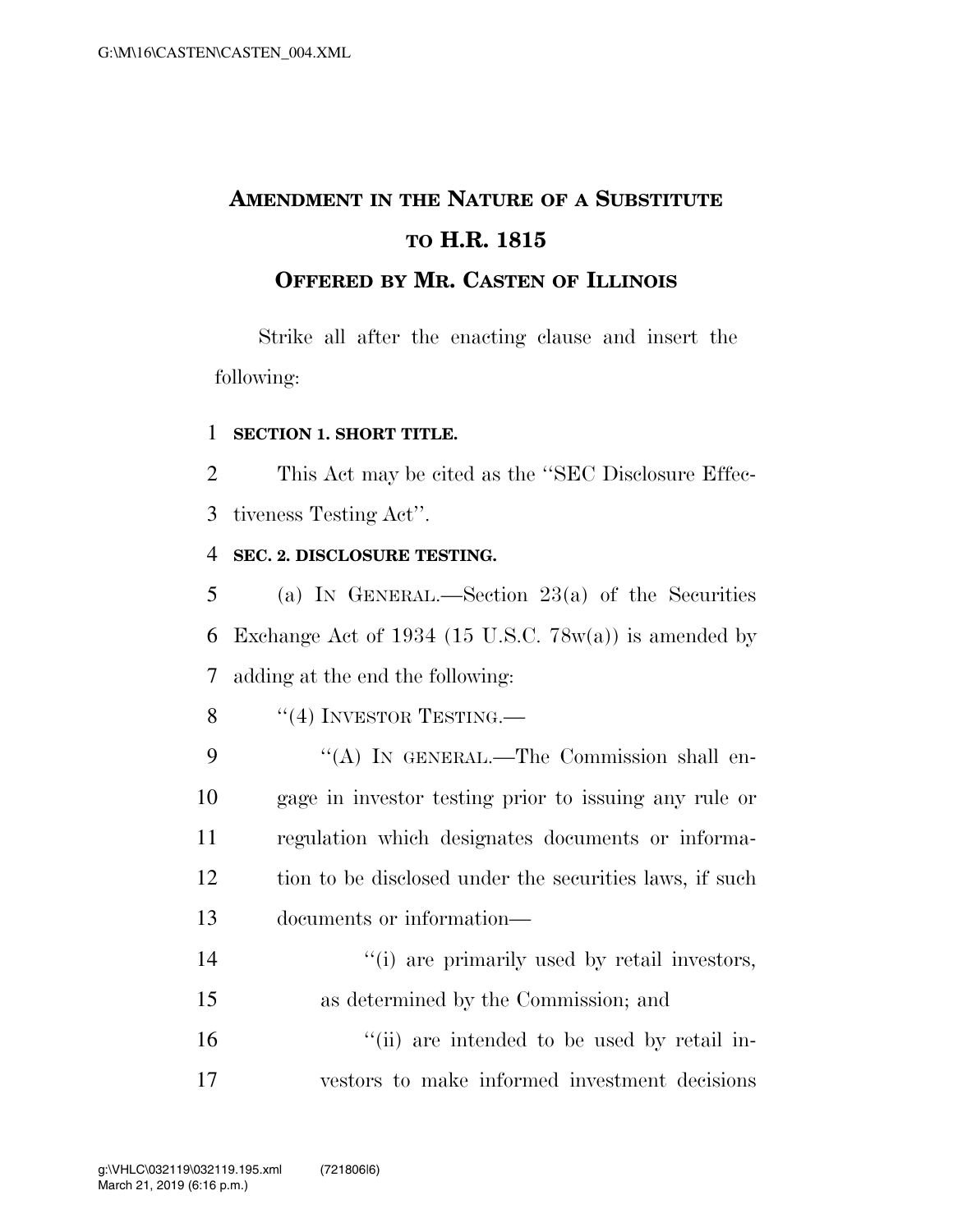# AMENDMENT IN THE NATURE OF A SUBSTITUTE TO H.R. 1815

## OFFERED BY MR. CASTEN OF ILLINOIS

Strike all after the enacting clause and insert the following:

**SECTION 1. SHORT TITLE.**

This Act may be cited as the "SEC Disclosure Effectiveness Testing Act".

**SEC. 2. DISCLOSURE TESTING.**

(a) IN GENERAL.—Section 23(a) of the Securities Exchange Act of 1934 (15 U.S.C. 78w(a)) is amended by adding at the end the following:

"(4) INVESTOR TESTING.—

"(A) IN GENERAL.—The Commission shall engage in investor testing prior to issuing any rule or regulation which designates documents or information to be disclosed under the securities laws, if such documents or information—

"(i) are primarily used by retail investors, as determined by the Commission; and

"(ii) are intended to be used by retail investors to make informed investment decisions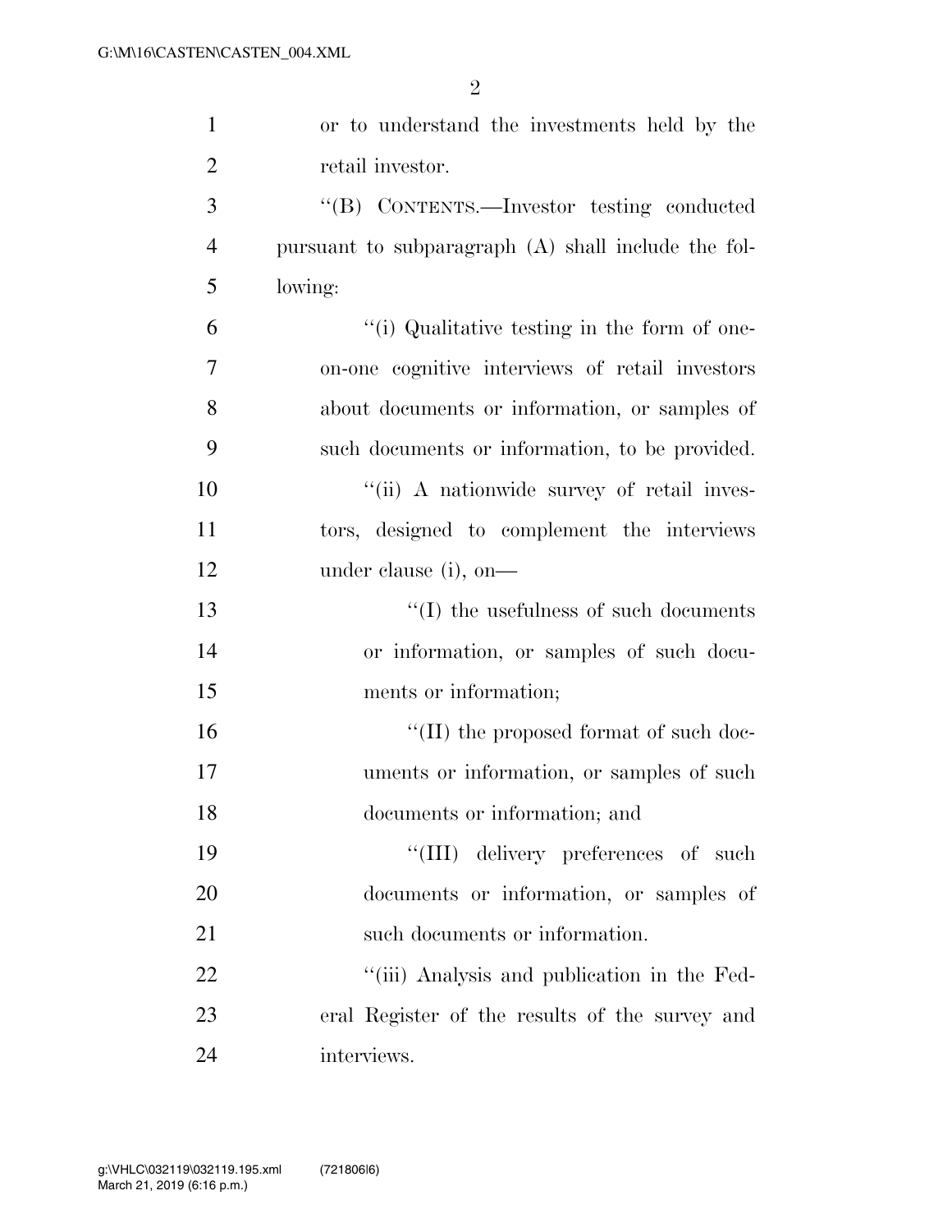or to understand the investments held by the retail investor.

''(B) CONTENTS.—Investor testing conducted pursuant to subparagraph (A) shall include the following:

''(i) Qualitative testing in the form of one-on-one cognitive interviews of retail investors about documents or information, or samples of such documents or information, to be provided.

''(ii) A nationwide survey of retail investors, designed to complement the interviews under clause (i), on—

''(I) the usefulness of such documents or information, or samples of such documents or information;

''(II) the proposed format of such documents or information, or samples of such documents or information; and

''(III) delivery preferences of such documents or information, or samples of such documents or information.

''(iii) Analysis and publication in the Federal Register of the results of the survey and interviews.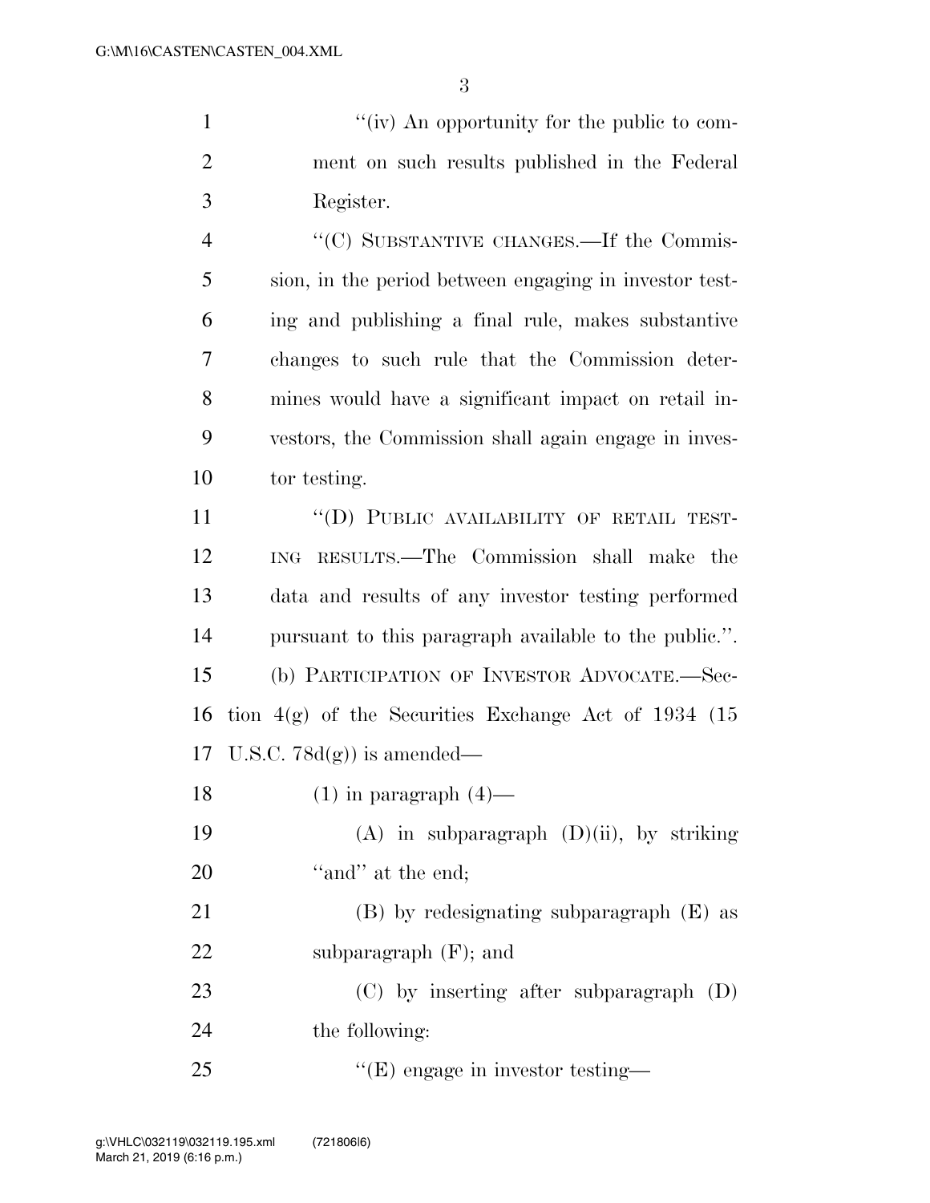"(iv) An opportunity for the public to comment on such results published in the Federal Register.

"(C) SUBSTANTIVE CHANGES.—If the Commission, in the period between engaging in investor testing and publishing a final rule, makes substantive changes to such rule that the Commission determines would have a significant impact on retail investors, the Commission shall again engage in investor testing.

"(D) PUBLIC AVAILABILITY OF RETAIL TESTING RESULTS.—The Commission shall make the data and results of any investor testing performed pursuant to this paragraph available to the public.".

(b) PARTICIPATION OF INVESTOR ADVOCATE.—Section 4(g) of the Securities Exchange Act of 1934 (15 U.S.C. 78d(g)) is amended—

(1) in paragraph (4)—

(A) in subparagraph (D)(ii), by striking "and" at the end;

(B) by redesignating subparagraph (E) as subparagraph (F); and

(C) by inserting after subparagraph (D) the following:

"(E) engage in investor testing—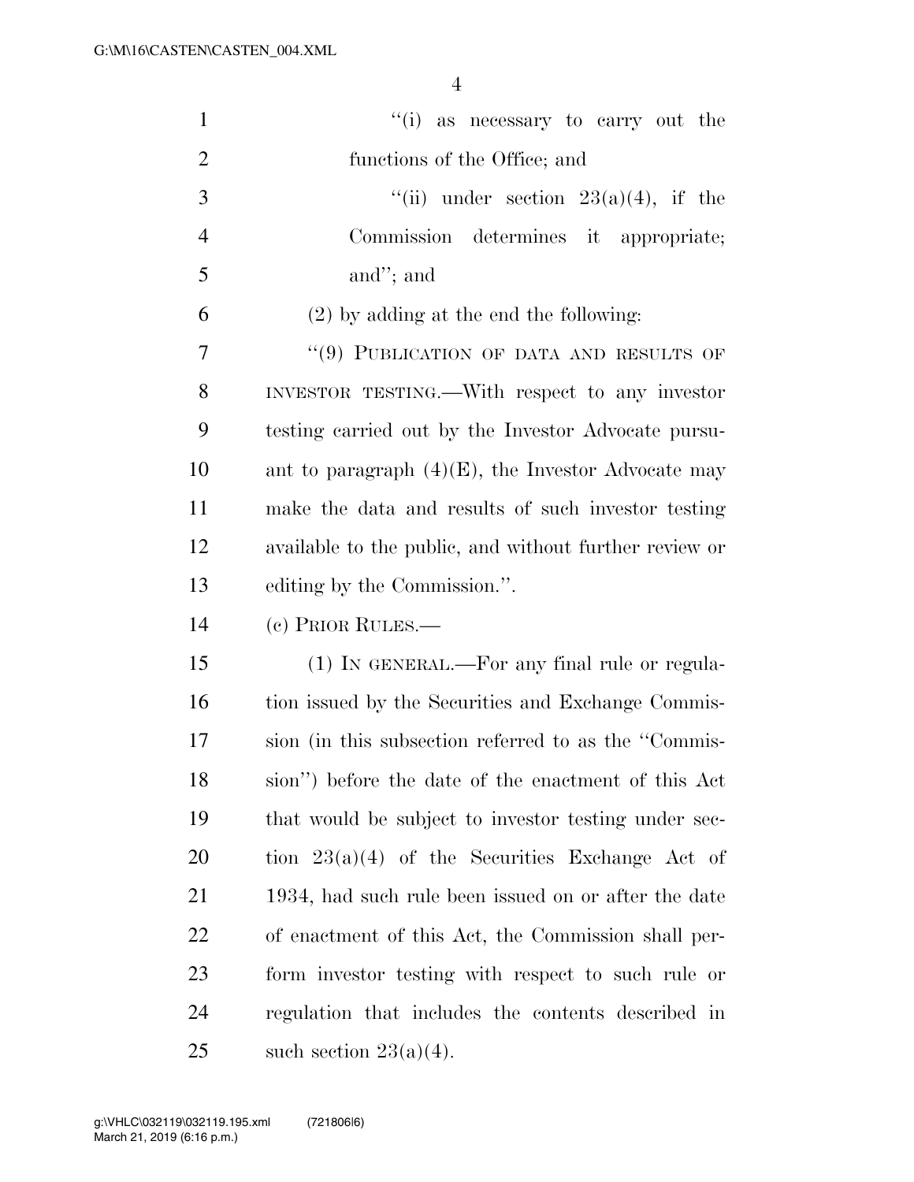"(i) as necessary to carry out the functions of the Office; and

"(ii) under section 23(a)(4), if the Commission determines it appropriate; and"; and

(2) by adding at the end the following:

"(9) PUBLICATION OF DATA AND RESULTS OF INVESTOR TESTING.—With respect to any investor testing carried out by the Investor Advocate pursuant to paragraph (4)(E), the Investor Advocate may make the data and results of such investor testing available to the public, and without further review or editing by the Commission.".

(c) PRIOR RULES.—

(1) IN GENERAL.—For any final rule or regulation issued by the Securities and Exchange Commission (in this subsection referred to as the "Commission") before the date of the enactment of this Act that would be subject to investor testing under section 23(a)(4) of the Securities Exchange Act of 1934, had such rule been issued on or after the date of enactment of this Act, the Commission shall perform investor testing with respect to such rule or regulation that includes the contents described in such section 23(a)(4).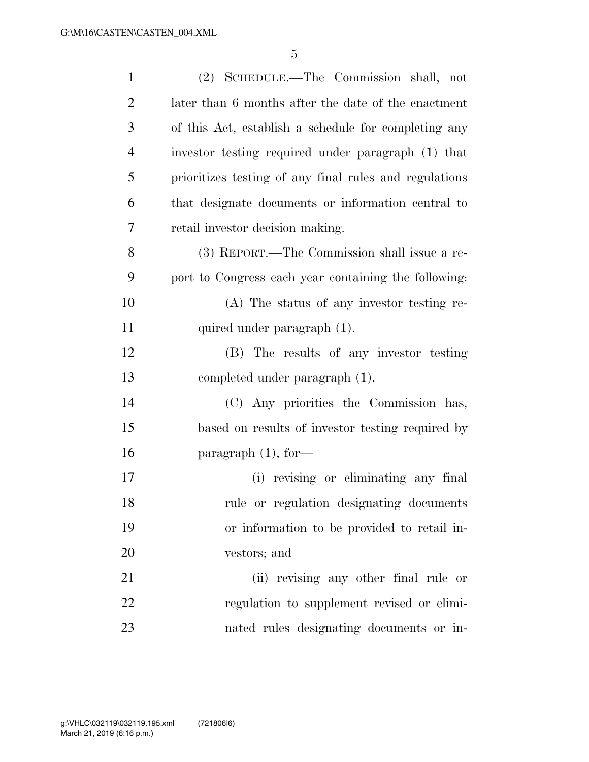(2) SCHEDULE.—The Commission shall, not later than 6 months after the date of the enactment of this Act, establish a schedule for completing any investor testing required under paragraph (1) that prioritizes testing of any final rules and regulations that designate documents or information central to retail investor decision making.

(3) REPORT.—The Commission shall issue a report to Congress each year containing the following:

(A) The status of any investor testing required under paragraph (1).

(B) The results of any investor testing completed under paragraph (1).

(C) Any priorities the Commission has, based on results of investor testing required by paragraph (1), for—

(i) revising or eliminating any final rule or regulation designating documents or information to be provided to retail investors; and

(ii) revising any other final rule or regulation to supplement revised or eliminated rules designating documents or in-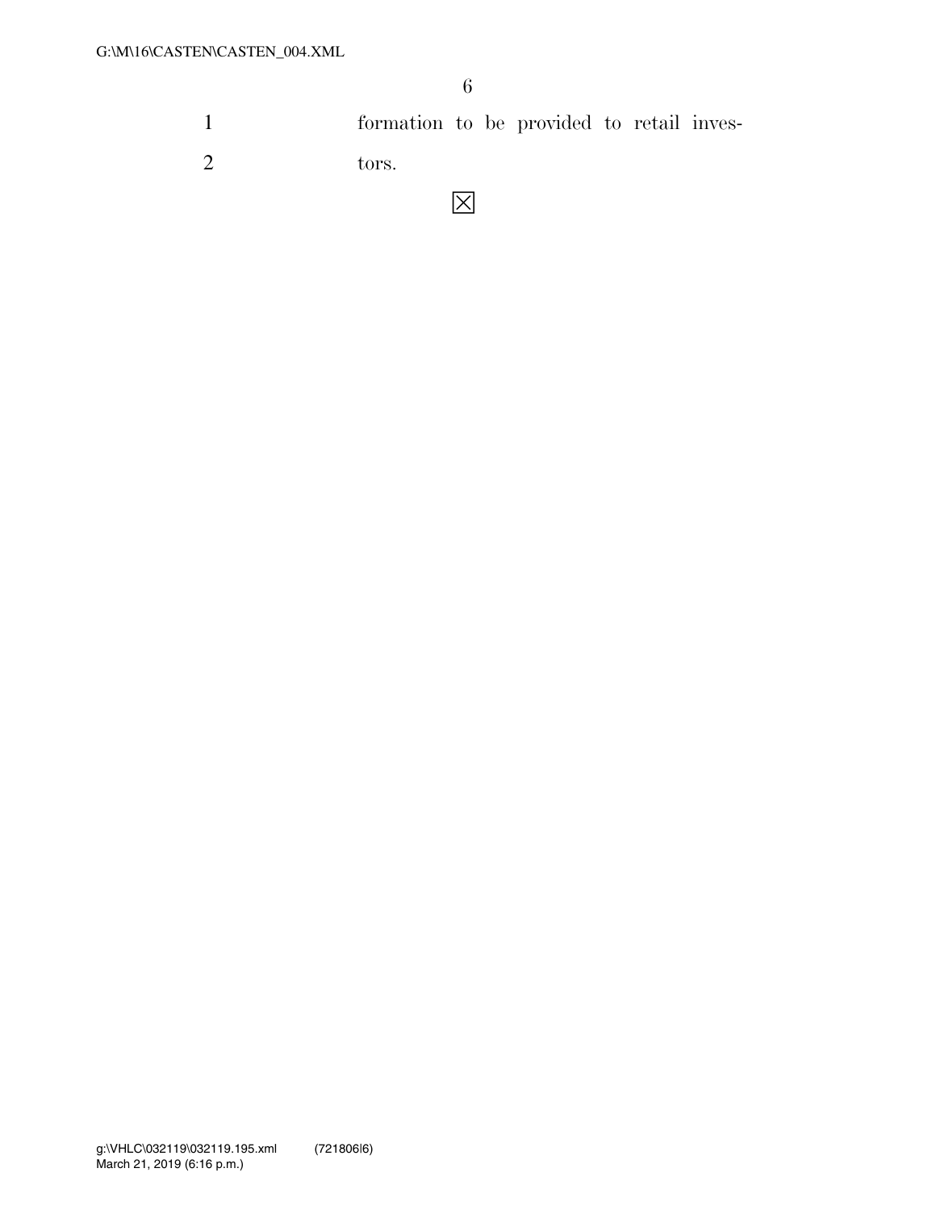formation to be provided to retail investors.

☒